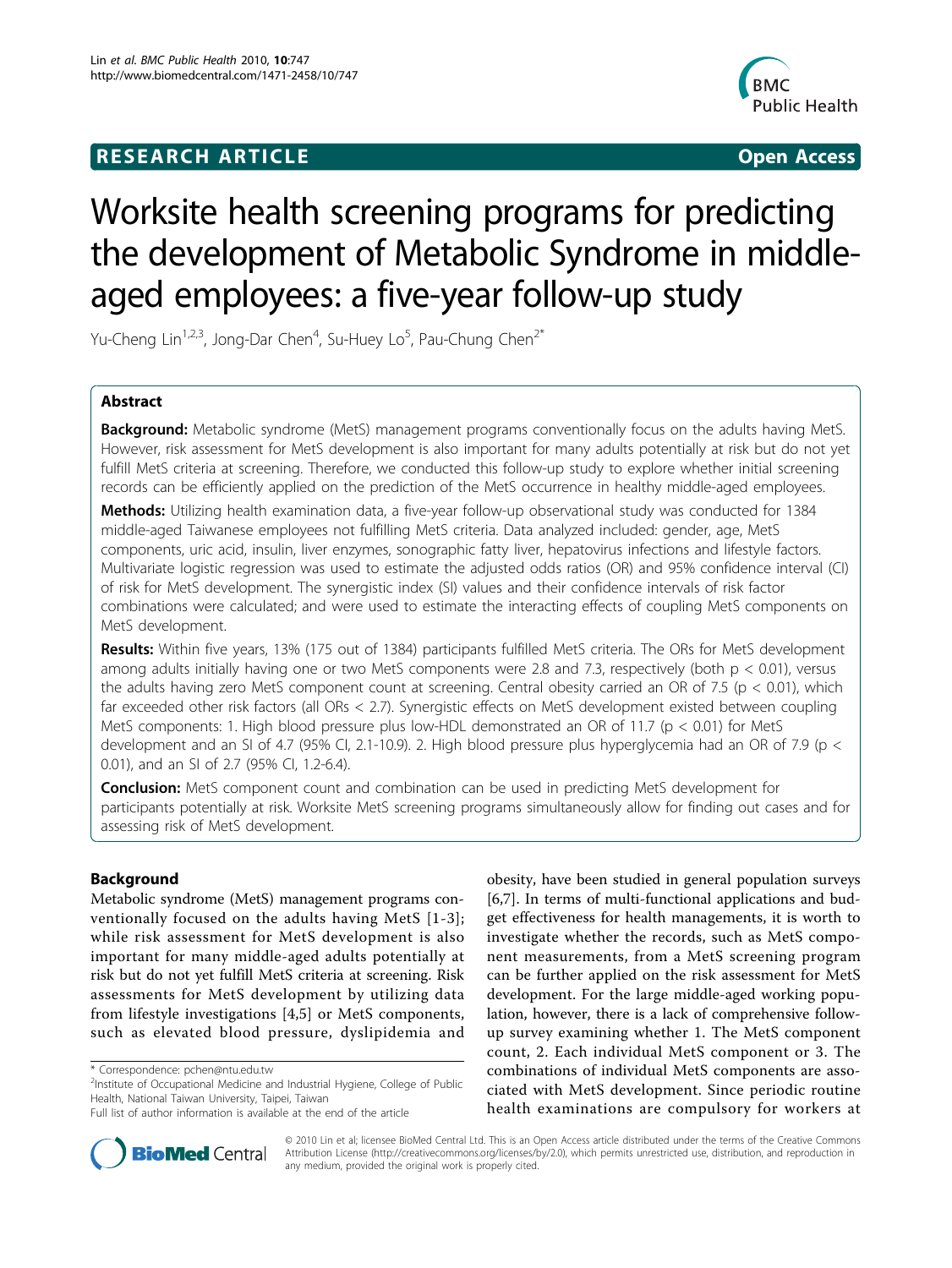RESEARCH ARTICLE Open Access

# Worksite health screening programs for predicting the development of Metabolic Syndrome in middle-aged employees: a five-year follow-up study

Yu-Cheng Lin[1,2,3], Jong-Dar Chen[4], Su-Huey Lo[5], Pau-Chung Chen[2*]

## Abstract

**Background:** Metabolic syndrome (MetS) management programs conventionally focus on the adults having MetS. However, risk assessment for MetS development is also important for many adults potentially at risk but do not yet fulfill MetS criteria at screening. Therefore, we conducted this follow-up study to explore whether initial screening records can be efficiently applied on the prediction of the MetS occurrence in healthy middle-aged employees.

**Methods:** Utilizing health examination data, a five-year follow-up observational study was conducted for 1384 middle-aged Taiwanese employees not fulfilling MetS criteria. Data analyzed included: gender, age, MetS components, uric acid, insulin, liver enzymes, sonographic fatty liver, hepatovirus infections and lifestyle factors. Multivariate logistic regression was used to estimate the adjusted odds ratios (OR) and 95% confidence interval (CI) of risk for MetS development. The synergistic index (SI) values and their confidence intervals of risk factor combinations were calculated; and were used to estimate the interacting effects of coupling MetS components on MetS development.

**Results:** Within five years, 13% (175 out of 1384) participants fulfilled MetS criteria. The ORs for MetS development among adults initially having one or two MetS components were 2.8 and 7.3, respectively (both $p < 0.01$), versus the adults having zero MetS component count at screening. Central obesity carried an OR of 7.5 ($p < 0.01$), which far exceeded other risk factors (all ORs < 2.7). Synergistic effects on MetS development existed between coupling MetS components: 1. High blood pressure plus low-HDL demonstrated an OR of 11.7 ($p < 0.01$) for MetS development and an SI of 4.7 (95% CI, 2.1-10.9). 2. High blood pressure plus hyperglycemia had an OR of 7.9 ($p < 0.01$), and an SI of 2.7 (95% CI, 1.2-6.4).

**Conclusion:** MetS component count and combination can be used in predicting MetS development for participants potentially at risk. Worksite MetS screening programs simultaneously allow for finding out cases and for assessing risk of MetS development.

## Background

Metabolic syndrome (MetS) management programs conventionally focused on the adults having MetS [1-3]; while risk assessment for MetS development is also important for many middle-aged adults potentially at risk but do not yet fulfill MetS criteria at screening. Risk assessments for MetS development by utilizing data from lifestyle investigations [4,5] or MetS components, such as elevated blood pressure, dyslipidemia and obesity, have been studied in general population surveys [6,7]. In terms of multi-functional applications and budget effectiveness for health managements, it is worth to investigate whether the records, such as MetS component measurements, from a MetS screening program can be further applied on the risk assessment for MetS development. For the large middle-aged working population, however, there is a lack of comprehensive follow-up survey examining whether 1. The MetS component count, 2. Each individual MetS component or 3. The combinations of individual MetS components are associated with MetS development. Since periodic routine health examinations are compulsory for workers at

\* Correspondence: pchen@ntu.edu.tw
[2]Institute of Occupational Medicine and Industrial Hygiene, College of Public Health, National Taiwan University, Taipei, Taiwan
Full list of author information is available at the end of the article

© 2010 Lin et al; licensee BioMed Central Ltd. This is an Open Access article distributed under the terms of the Creative Commons Attribution License (http://creativecommons.org/licenses/by/2.0), which permits unrestricted use, distribution, and reproduction in any medium, provided the original work is properly cited.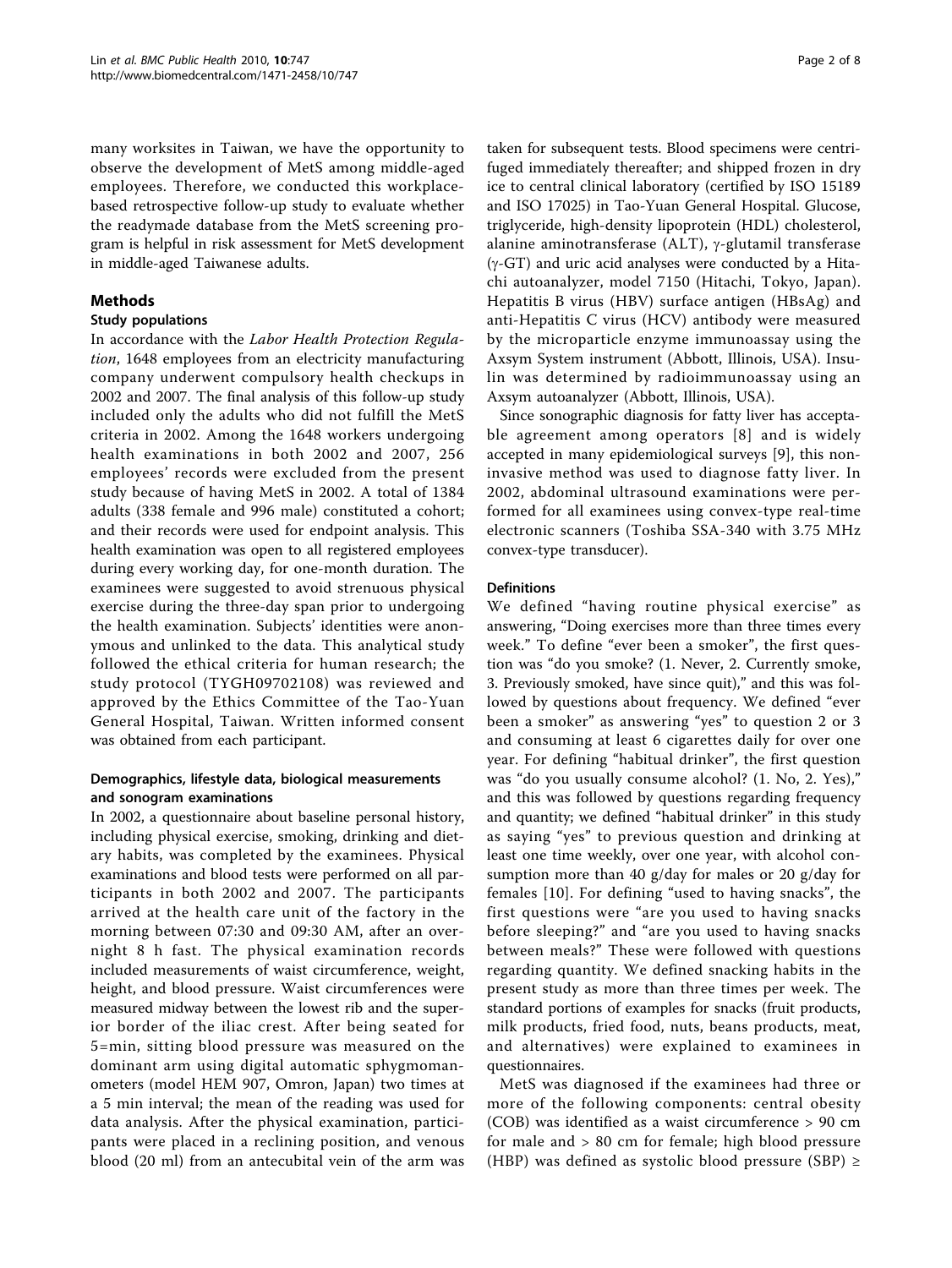many worksites in Taiwan, we have the opportunity to observe the development of MetS among middle-aged employees. Therefore, we conducted this workplace-based retrospective follow-up study to evaluate whether the readymade database from the MetS screening program is helpful in risk assessment for MetS development in middle-aged Taiwanese adults.

## Methods

### Study populations

In accordance with the *Labor Health Protection Regulation*, 1648 employees from an electricity manufacturing company underwent compulsory health checkups in 2002 and 2007. The final analysis of this follow-up study included only the adults who did not fulfill the MetS criteria in 2002. Among the 1648 workers undergoing health examinations in both 2002 and 2007, 256 employees' records were excluded from the present study because of having MetS in 2002. A total of 1384 adults (338 female and 996 male) constituted a cohort; and their records were used for endpoint analysis. This health examination was open to all registered employees during every working day, for one-month duration. The examinees were suggested to avoid strenuous physical exercise during the three-day span prior to undergoing the health examination. Subjects' identities were anonymous and unlinked to the data. This analytical study followed the ethical criteria for human research; the study protocol (TYGH09702108) was reviewed and approved by the Ethics Committee of the Tao-Yuan General Hospital, Taiwan. Written informed consent was obtained from each participant.

### Demographics, lifestyle data, biological measurements and sonogram examinations

In 2002, a questionnaire about baseline personal history, including physical exercise, smoking, drinking and dietary habits, was completed by the examinees. Physical examinations and blood tests were performed on all participants in both 2002 and 2007. The participants arrived at the health care unit of the factory in the morning between 07:30 and 09:30 AM, after an overnight 8 h fast. The physical examination records included measurements of waist circumference, weight, height, and blood pressure. Waist circumferences were measured midway between the lowest rib and the superior border of the iliac crest. After being seated for 5=min, sitting blood pressure was measured on the dominant arm using digital automatic sphygmomanometers (model HEM 907, Omron, Japan) two times at a 5 min interval; the mean of the reading was used for data analysis. After the physical examination, participants were placed in a reclining position, and venous blood (20 ml) from an antecubital vein of the arm was taken for subsequent tests. Blood specimens were centrifuged immediately thereafter; and shipped frozen in dry ice to central clinical laboratory (certified by ISO 15189 and ISO 17025) in Tao-Yuan General Hospital. Glucose, triglyceride, high-density lipoprotein (HDL) cholesterol, alanine aminotransferase (ALT), γ-glutamil transferase (γ-GT) and uric acid analyses were conducted by a Hitachi autoanalyzer, model 7150 (Hitachi, Tokyo, Japan). Hepatitis B virus (HBV) surface antigen (HBsAg) and anti-Hepatitis C virus (HCV) antibody were measured by the microparticle enzyme immunoassay using the Axsym System instrument (Abbott, Illinois, USA). Insulin was determined by radioimmunoassay using an Axsym autoanalyzer (Abbott, Illinois, USA).

Since sonographic diagnosis for fatty liver has acceptable agreement among operators [8] and is widely accepted in many epidemiological surveys [9], this noninvasive method was used to diagnose fatty liver. In 2002, abdominal ultrasound examinations were performed for all examinees using convex-type real-time electronic scanners (Toshiba SSA-340 with 3.75 MHz convex-type transducer).

### Definitions

We defined "having routine physical exercise" as answering, "Doing exercises more than three times every week." To define "ever been a smoker", the first question was "do you smoke? (1. Never, 2. Currently smoke, 3. Previously smoked, have since quit)," and this was followed by questions about frequency. We defined "ever been a smoker" as answering "yes" to question 2 or 3 and consuming at least 6 cigarettes daily for over one year. For defining "habitual drinker", the first question was "do you usually consume alcohol? (1. No, 2. Yes)," and this was followed by questions regarding frequency and quantity; we defined "habitual drinker" in this study as saying "yes" to previous question and drinking at least one time weekly, over one year, with alcohol consumption more than 40 g/day for males or 20 g/day for females [10]. For defining "used to having snacks", the first questions were "are you used to having snacks before sleeping?" and "are you used to having snacks between meals?" These were followed with questions regarding quantity. We defined snacking habits in the present study as more than three times per week. The standard portions of examples for snacks (fruit products, milk products, fried food, nuts, beans products, meat, and alternatives) were explained to examinees in questionnaires.

MetS was diagnosed if the examinees had three or more of the following components: central obesity (COB) was identified as a waist circumference > 90 cm for male and > 80 cm for female; high blood pressure (HBP) was defined as systolic blood pressure (SBP) ≥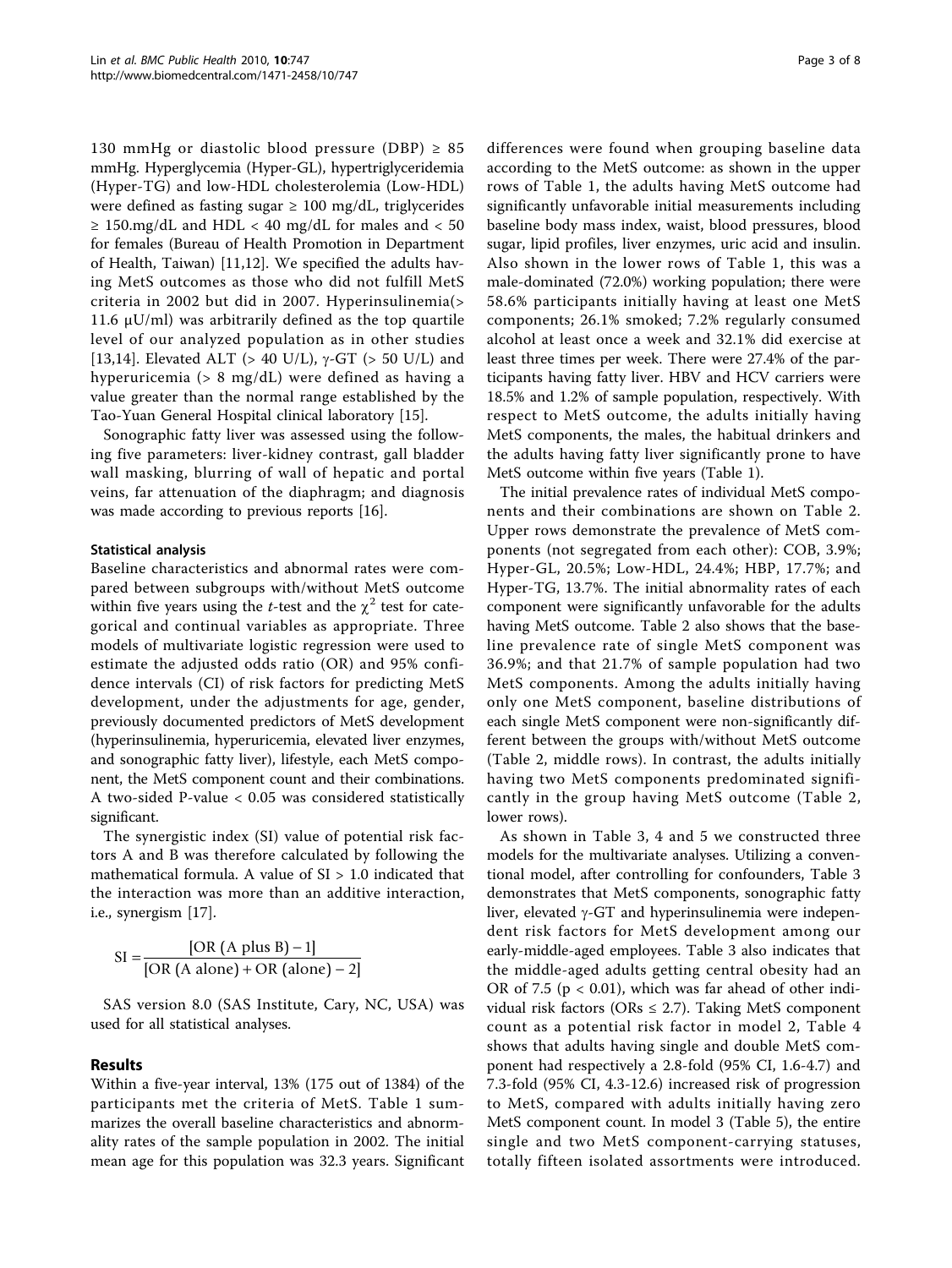130 mmHg or diastolic blood pressure (DBP) ≥ 85 mmHg. Hyperglycemia (Hyper-GL), hypertriglyceridemia (Hyper-TG) and low-HDL cholesterolemia (Low-HDL) were defined as fasting sugar ≥ 100 mg/dL, triglycerides ≥ 150.mg/dL and HDL < 40 mg/dL for males and < 50 for females (Bureau of Health Promotion in Department of Health, Taiwan) [11,12]. We specified the adults having MetS outcomes as those who did not fulfill MetS criteria in 2002 but did in 2007. Hyperinsulinemia(> 11.6 μU/ml) was arbitrarily defined as the top quartile level of our analyzed population as in other studies [13,14]. Elevated ALT (> 40 U/L), γ-GT (> 50 U/L) and hyperuricemia (> 8 mg/dL) were defined as having a value greater than the normal range established by the Tao-Yuan General Hospital clinical laboratory [15].

Sonographic fatty liver was assessed using the following five parameters: liver-kidney contrast, gall bladder wall masking, blurring of wall of hepatic and portal veins, far attenuation of the diaphragm; and diagnosis was made according to previous reports [16].

#### Statistical analysis

Baseline characteristics and abnormal rates were compared between subgroups with/without MetS outcome within five years using the *t*-test and the $\chi^2$ test for categorical and continual variables as appropriate. Three models of multivariate logistic regression were used to estimate the adjusted odds ratio (OR) and 95% confidence intervals (CI) of risk factors for predicting MetS development, under the adjustments for age, gender, previously documented predictors of MetS development (hyperinsulinemia, hyperuricemia, elevated liver enzymes, and sonographic fatty liver), lifestyle, each MetS component, the MetS component count and their combinations. A two-sided P-value < 0.05 was considered statistically significant.

The synergistic index (SI) value of potential risk factors A and B was therefore calculated by following the mathematical formula. A value of SI > 1.0 indicated that the interaction was more than an additive interaction, i.e., synergism [17].

$$\mathrm{SI} = \frac{[\mathrm{OR\ (A\ plus\ B)} - 1]}{[\mathrm{OR\ (A\ alone)} + \mathrm{OR\ (alone)} - 2]}$$

SAS version 8.0 (SAS Institute, Cary, NC, USA) was used for all statistical analyses.

## Results

Within a five-year interval, 13% (175 out of 1384) of the participants met the criteria of MetS. Table 1 summarizes the overall baseline characteristics and abnormality rates of the sample population in 2002. The initial mean age for this population was 32.3 years. Significant differences were found when grouping baseline data according to the MetS outcome: as shown in the upper rows of Table 1, the adults having MetS outcome had significantly unfavorable initial measurements including baseline body mass index, waist, blood pressures, blood sugar, lipid profiles, liver enzymes, uric acid and insulin. Also shown in the lower rows of Table 1, this was a male-dominated (72.0%) working population; there were 58.6% participants initially having at least one MetS components; 26.1% smoked; 7.2% regularly consumed alcohol at least once a week and 32.1% did exercise at least three times per week. There were 27.4% of the participants having fatty liver. HBV and HCV carriers were 18.5% and 1.2% of sample population, respectively. With respect to MetS outcome, the adults initially having MetS components, the males, the habitual drinkers and the adults having fatty liver significantly prone to have MetS outcome within five years (Table 1).

The initial prevalence rates of individual MetS components and their combinations are shown on Table 2. Upper rows demonstrate the prevalence of MetS components (not segregated from each other): COB, 3.9%; Hyper-GL, 20.5%; Low-HDL, 24.4%; HBP, 17.7%; and Hyper-TG, 13.7%. The initial abnormality rates of each component were significantly unfavorable for the adults having MetS outcome. Table 2 also shows that the baseline prevalence rate of single MetS component was 36.9%; and that 21.7% of sample population had two MetS components. Among the adults initially having only one MetS component, baseline distributions of each single MetS component were non-significantly different between the groups with/without MetS outcome (Table 2, middle rows). In contrast, the adults initially having two MetS components predominated significantly in the group having MetS outcome (Table 2, lower rows).

As shown in Table 3, 4 and 5 we constructed three models for the multivariate analyses. Utilizing a conventional model, after controlling for confounders, Table 3 demonstrates that MetS components, sonographic fatty liver, elevated γ-GT and hyperinsulinemia were independent risk factors for MetS development among our early-middle-aged employees. Table 3 also indicates that the middle-aged adults getting central obesity had an OR of 7.5 (p < 0.01), which was far ahead of other individual risk factors (ORs ≤ 2.7). Taking MetS component count as a potential risk factor in model 2, Table 4 shows that adults having single and double MetS component had respectively a 2.8-fold (95% CI, 1.6-4.7) and 7.3-fold (95% CI, 4.3-12.6) increased risk of progression to MetS, compared with adults initially having zero MetS component count. In model 3 (Table 5), the entire single and two MetS component-carrying statuses, totally fifteen isolated assortments were introduced.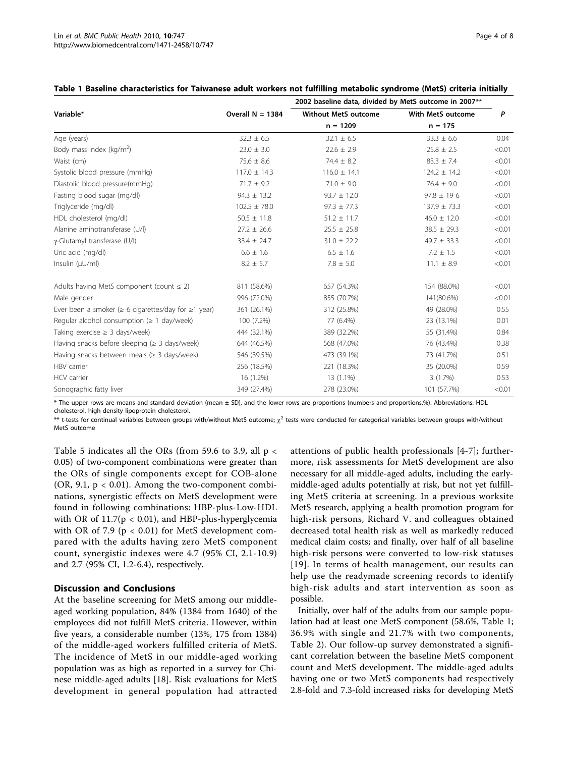**Table 1 Baseline characteristics for Taiwanese adult workers not fulfilling metabolic syndrome (MetS) criteria initially**

| Variable* | Overall N = 1384 | 2002 baseline data, divided by MetS outcome in 2007** | | *P* |
|---|---|---|---|---|
| | | Without MetS outcome | With MetS outcome | |
| | | n = 1209 | n = 175 | |
| Age (years) | 32.3 ± 6.5 | 32.1 ± 6.5 | 33.3 ± 6.6 | 0.04 |
| Body mass index (kg/m$^2$) | 23.0 ± 3.0 | 22.6 ± 2.9 | 25.8 ± 2.5 | <0.01 |
| Waist (cm) | 75.6 ± 8.6 | 74.4 ± 8.2 | 83.3 ± 7.4 | <0.01 |
| Systolic blood pressure (mmHg) | 117.0 ± 14.3 | 116.0 ± 14.1 | 124.2 ± 14.2 | <0.01 |
| Diastolic blood pressure(mmHg) | 71.7 ± 9.2 | 71.0 ± 9.0 | 76.4 ± 9.0 | <0.01 |
| Fasting blood sugar (mg/dl) | 94.3 ± 13.2 | 93.7 ± 12.0 | 97.8 ± 19 6 | <0.01 |
| Triglyceride (mg/dl) | 102.5 ± 78.0 | 97.3 ± 77.3 | 137.9 ± 73.3 | <0.01 |
| HDL cholesterol (mg/dl) | 50.5 ± 11.8 | 51.2 ± 11.7 | 46.0 ± 12.0 | <0.01 |
| Alanine aminotransferase (U/l) | 27.2 ± 26.6 | 25.5 ± 25.8 | 38.5 ± 29.3 | <0.01 |
| γ-Glutamyl transferase (U/l) | 33.4 ± 24.7 | 31.0 ± 22.2 | 49.7 ± 33.3 | <0.01 |
| Uric acid (mg/dl) | 6.6 ± 1.6 | 6.5 ± 1.6 | 7.2 ± 1.5 | <0.01 |
| Insulin (μU/ml) | 8.2 ± 5.7 | 7.8 ± 5.0 | 11.1 ± 8.9 | <0.01 |
| Adults having MetS component (count ≤ 2) | 811 (58.6%) | 657 (54.3%) | 154 (88.0%) | <0.01 |
| Male gender | 996 (72.0%) | 855 (70.7%) | 141(80.6%) | <0.01 |
| Ever been a smoker (≥ 6 cigarettes/day for ≥1 year) | 361 (26.1%) | 312 (25.8%) | 49 (28.0%) | 0.55 |
| Regular alcohol consumption (≥ 1 day/week) | 100 (7.2%) | 77 (6.4%) | 23 (13.1%) | 0.01 |
| Taking exercise ≥ 3 days/week) | 444 (32.1%) | 389 (32.2%) | 55 (31.4%) | 0.84 |
| Having snacks before sleeping (≥ 3 days/week) | 644 (46.5%) | 568 (47.0%) | 76 (43.4%) | 0.38 |
| Having snacks between meals (≥ 3 days/week) | 546 (39.5%) | 473 (39.1%) | 73 (41.7%) | 0.51 |
| HBV carrier | 256 (18.5%) | 221 (18.3%) | 35 (20.0%) | 0.59 |
| HCV carrier | 16 (1.2%) | 13 (1.1%) | 3 (1.7%) | 0.53 |
| Sonographic fatty liver | 349 (27.4%) | 278 (23.0%) | 101 (57.7%) | <0.01 |

\* The upper rows are means and standard deviation (mean ± SD), and the lower rows are proportions (numbers and proportions,%). Abbreviations: HDL cholesterol, high-density lipoprotein cholesterol.

\*\* t-tests for continual variables between groups with/without MetS outcome; $\chi^2$ tests were conducted for categorical variables between groups with/without MetS outcome

Table 5 indicates all the ORs (from 59.6 to 3.9, all $p < 0.05$) of two-component combinations were greater than the ORs of single components except for COB-alone (OR, 9.1, $p < 0.01$). Among the two-component combinations, synergistic effects on MetS development were found in following combinations: HBP-plus-Low-HDL with OR of 11.7($p < 0.01$), and HBP-plus-hyperglycemia with OR of 7.9 ($p < 0.01$) for MetS development compared with the adults having zero MetS component count, synergistic indexes were 4.7 (95% CI, 2.1-10.9) and 2.7 (95% CI, 1.2-6.4), respectively.

## Discussion and Conclusions

At the baseline screening for MetS among our middle-aged working population, 84% (1384 from 1640) of the employees did not fulfill MetS criteria. However, within five years, a considerable number (13%, 175 from 1384) of the middle-aged workers fulfilled criteria of MetS. The incidence of MetS in our middle-aged working population was as high as reported in a survey for Chinese middle-aged adults [18]. Risk evaluations for MetS development in general population had attracted attentions of public health professionals [4-7]; furthermore, risk assessments for MetS development are also necessary for all middle-aged adults, including the early-middle-aged adults potentially at risk, but not yet fulfilling MetS criteria at screening. In a previous worksite MetS research, applying a health promotion program for high-risk persons, Richard V. and colleagues obtained decreased total health risk as well as markedly reduced medical claim costs; and finally, over half of all baseline high-risk persons were converted to low-risk statuses [19]. In terms of health management, our results can help use the readymade screening records to identify high-risk adults and start intervention as soon as possible.

Initially, over half of the adults from our sample population had at least one MetS component (58.6%, Table 1; 36.9% with single and 21.7% with two components, Table 2). Our follow-up survey demonstrated a significant correlation between the baseline MetS component count and MetS development. The middle-aged adults having one or two MetS components had respectively 2.8-fold and 7.3-fold increased risks for developing MetS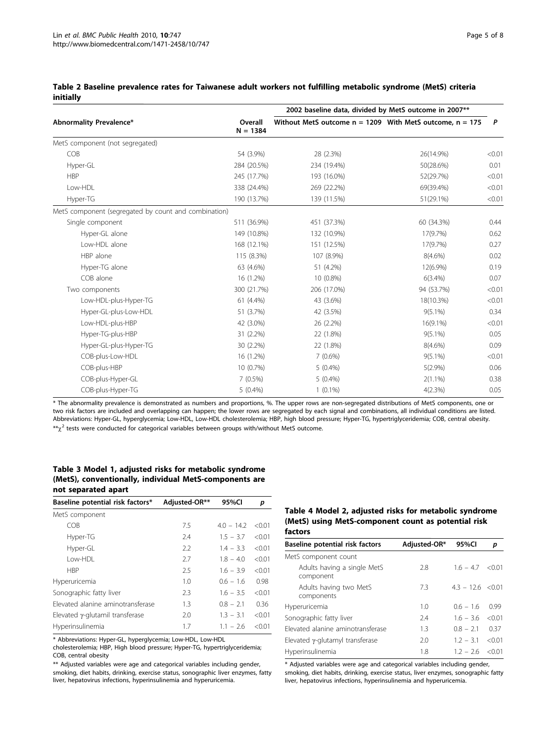**Table 2 Baseline prevalence rates for Taiwanese adult workers not fulfilling metabolic syndrome (MetS) criteria initially**

| Abnormality Prevalence* | Overall N = 1384 | 2002 baseline data, divided by MetS outcome in 2007** | | |
|---|---|---|---|---|
| | | Without MetS outcome n = 1209 | With MetS outcome, n = 175 | P |
| MetS component (not segregated) | | | | |
| COB | 54 (3.9%) | 28 (2.3%) | 26(14.9%) | <0.01 |
| Hyper-GL | 284 (20.5%) | 234 (19.4%) | 50(28.6%) | 0.01 |
| HBP | 245 (17.7%) | 193 (16.0%) | 52(29.7%) | <0.01 |
| Low-HDL | 338 (24.4%) | 269 (22.2%) | 69(39.4%) | <0.01 |
| Hyper-TG | 190 (13.7%) | 139 (11.5%) | 51(29.1%) | <0.01 |
| MetS component (segregated by count and combination) | | | | |
| Single component | 511 (36.9%) | 451 (37.3%) | 60 (34.3%) | 0.44 |
| Hyper-GL alone | 149 (10.8%) | 132 (10.9%) | 17(9.7%) | 0.62 |
| Low-HDL alone | 168 (12.1%) | 151 (12.5%) | 17(9.7%) | 0.27 |
| HBP alone | 115 (8.3%) | 107 (8.9%) | 8(4.6%) | 0.02 |
| Hyper-TG alone | 63 (4.6%) | 51 (4.2%) | 12(6.9%) | 0.19 |
| COB alone | 16 (1.2%) | 10 (0.8%) | 6(3.4%) | 0.07 |
| Two components | 300 (21.7%) | 206 (17.0%) | 94 (53.7%) | <0.01 |
| Low-HDL-plus-Hyper-TG | 61 (4.4%) | 43 (3.6%) | 18(10.3%) | <0.01 |
| Hyper-GL-plus-Low-HDL | 51 (3.7%) | 42 (3.5%) | 9(5.1%) | 0.34 |
| Low-HDL-plus-HBP | 42 (3.0%) | 26 (2.2%) | 16(9.1%) | <0.01 |
| Hyper-TG-plus-HBP | 31 (2.2%) | 22 (1.8%) | 9(5.1%) | 0.05 |
| Hyper-GL-plus-Hyper-TG | 30 (2.2%) | 22 (1.8%) | 8(4.6%) | 0.09 |
| COB-plus-Low-HDL | 16 (1.2%) | 7 (0.6%) | 9(5.1%) | <0.01 |
| COB-plus-HBP | 10 (0.7%) | 5 (0.4%) | 5(2.9%) | 0.06 |
| COB-plus-Hyper-GL | 7 (0.5%) | 5 (0.4%) | 2(1.1%) | 0.38 |
| COB-plus-Hyper-TG | 5 (0.4%) | 1 (0.1%) | 4(2.3%) | 0.05 |

* The abnormality prevalence is demonstrated as numbers and proportions, %. The upper rows are non-segregated distributions of MetS components, one or two risk factors are included and overlapping can happen; the lower rows are segregated by each signal and combinations, all individual conditions are listed. Abbreviations: Hyper-GL, hyperglycemia; Low-HDL, Low-HDL cholesterolemia; HBP, high blood pressure; Hyper-TG, hypertriglyceridemia; COB, central obesity.

** $\chi^2$ tests were conducted for categorical variables between groups with/without MetS outcome.

**Table 3 Model 1, adjusted risks for metabolic syndrome (MetS), conventionally, individual MetS-components are not separated apart**

| Baseline potential risk factors* | Adjusted-OR** | 95%CI | p |
|---|---|---|---|
| MetS component | | | |
| COB | 7.5 | 4.0 − 14.2 | <0.01 |
| Hyper-TG | 2.4 | 1.5 − 3.7 | <0.01 |
| Hyper-GL | 2.2 | 1.4 − 3.3 | <0.01 |
| Low-HDL | 2.7 | 1.8 − 4.0 | <0.01 |
| HBP | 2.5 | 1.6 − 3.9 | <0.01 |
| Hyperuricemia | 1.0 | 0.6 − 1.6 | 0.98 |
| Sonographic fatty liver | 2.3 | 1.6 − 3.5 | <0.01 |
| Elevated alanine aminotransferase | 1.3 | 0.8 − 2.1 | 0.36 |
| Elevated γ-glutamil transferase | 2.0 | 1.3 − 3.1 | <0.01 |
| Hyperinsulinemia | 1.7 | 1.1 − 2.6 | <0.01 |

* Abbreviations: Hyper-GL, hyperglycemia; Low-HDL, Low-HDL cholesterolemia; HBP, High blood pressure; Hyper-TG, hypertriglyceridemia; COB, central obesity

** Adjusted variables were age and categorical variables including gender, smoking, diet habits, drinking, exercise status, sonographic liver enzymes, fatty liver, hepatovirus infections, hyperinsulinemia and hyperuricemia.

**Table 4 Model 2, adjusted risks for metabolic syndrome (MetS) using MetS-component count as potential risk factors**

| Baseline potential risk factors | Adjusted-OR* | 95%CI | p |
|---|---|---|---|
| MetS component count | | | |
| Adults having a single MetS component | 2.8 | 1.6 − 4.7 | <0.01 |
| Adults having two MetS components | 7.3 | 4.3 − 12.6 | <0.01 |
| Hyperuricemia | 1.0 | 0.6 − 1.6 | 0.99 |
| Sonographic fatty liver | 2.4 | 1.6 − 3.6 | <0.01 |
| Elevated alanine aminotransferase | 1.3 | 0.8 − 2.1 | 0.37 |
| Elevated γ-glutamyl transferase | 2.0 | 1.2 − 3.1 | <0.01 |
| Hyperinsulinemia | 1.8 | 1.2 − 2.6 | <0.01 |

* Adjusted variables were age and categorical variables including gender, smoking, diet habits, drinking, exercise status, liver enzymes, sonographic fatty liver, hepatovirus infections, hyperinsulinemia and hyperuricemia.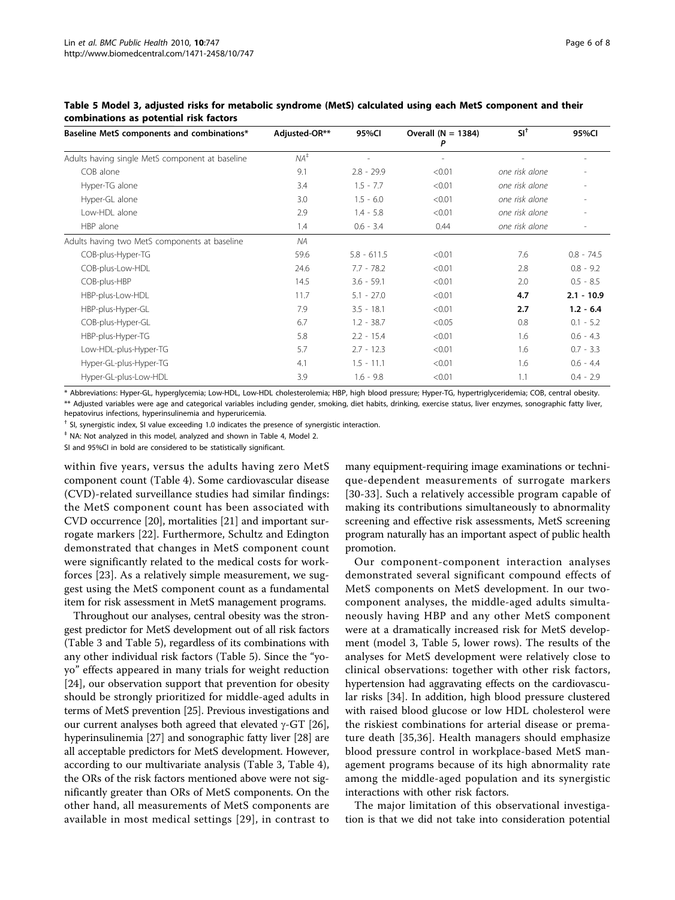**Table 5 Model 3, adjusted risks for metabolic syndrome (MetS) calculated using each MetS component and their combinations as potential risk factors**

| Baseline MetS components and combinations* | Adjusted-OR** | 95%CI | Overall (N = 1384) P | SI[†] | 95%CI |
|---|---|---|---|---|---|
| Adults having single MetS component at baseline | *NA*[‡] | - | - | - | - |
| COB alone | 9.1 | 2.8 - 29.9 | <0.01 | *one risk alone* | - |
| Hyper-TG alone | 3.4 | 1.5 - 7.7 | <0.01 | *one risk alone* | - |
| Hyper-GL alone | 3.0 | 1.5 - 6.0 | <0.01 | *one risk alone* | - |
| Low-HDL alone | 2.9 | 1.4 - 5.8 | <0.01 | *one risk alone* | - |
| HBP alone | 1.4 | 0.6 - 3.4 | 0.44 | *one risk alone* | - |
| Adults having two MetS components at baseline | *NA* | | | | |
| COB-plus-Hyper-TG | 59.6 | 5.8 - 611.5 | <0.01 | 7.6 | 0.8 - 74.5 |
| COB-plus-Low-HDL | 24.6 | 7.7 - 78.2 | <0.01 | 2.8 | 0.8 - 9.2 |
| COB-plus-HBP | 14.5 | 3.6 - 59.1 | <0.01 | 2.0 | 0.5 - 8.5 |
| HBP-plus-Low-HDL | 11.7 | 5.1 - 27.0 | <0.01 | **4.7** | **2.1 - 10.9** |
| HBP-plus-Hyper-GL | 7.9 | 3.5 - 18.1 | <0.01 | **2.7** | **1.2 - 6.4** |
| COB-plus-Hyper-GL | 6.7 | 1.2 - 38.7 | <0.05 | 0.8 | 0.1 - 5.2 |
| HBP-plus-Hyper-TG | 5.8 | 2.2 - 15.4 | <0.01 | 1.6 | 0.6 - 4.3 |
| Low-HDL-plus-Hyper-TG | 5.7 | 2.7 - 12.3 | <0.01 | 1.6 | 0.7 - 3.3 |
| Hyper-GL-plus-Hyper-TG | 4.1 | 1.5 - 11.1 | <0.01 | 1.6 | 0.6 - 4.4 |
| Hyper-GL-plus-Low-HDL | 3.9 | 1.6 - 9.8 | <0.01 | 1.1 | 0.4 - 2.9 |

\* Abbreviations: Hyper-GL, hyperglycemia; Low-HDL, Low-HDL cholesterolemia; HBP, high blood pressure; Hyper-TG, hypertriglyceridemia; COB, central obesity.

\*\* Adjusted variables were age and categorical variables including gender, smoking, diet habits, drinking, exercise status, liver enzymes, sonographic fatty liver, hepatovirus infections, hyperinsulinemia and hyperuricemia.

[†] SI, synergistic index, SI value exceeding 1.0 indicates the presence of synergistic interaction.

[‡] NA: Not analyzed in this model, analyzed and shown in Table 4, Model 2.

SI and 95%CI in bold are considered to be statistically significant.

within five years, versus the adults having zero MetS component count (Table 4). Some cardiovascular disease (CVD)-related surveillance studies had similar findings: the MetS component count has been associated with CVD occurrence [20], mortalities [21] and important surrogate markers [22]. Furthermore, Schultz and Edington demonstrated that changes in MetS component count were significantly related to the medical costs for workforces [23]. As a relatively simple measurement, we suggest using the MetS component count as a fundamental item for risk assessment in MetS management programs.

Throughout our analyses, central obesity was the strongest predictor for MetS development out of all risk factors (Table 3 and Table 5), regardless of its combinations with any other individual risk factors (Table 5). Since the "yo-yo" effects appeared in many trials for weight reduction [24], our observation support that prevention for obesity should be strongly prioritized for middle-aged adults in terms of MetS prevention [25]. Previous investigations and our current analyses both agreed that elevated γ-GT [26], hyperinsulinemia [27] and sonographic fatty liver [28] are all acceptable predictors for MetS development. However, according to our multivariate analysis (Table 3, Table 4), the ORs of the risk factors mentioned above were not significantly greater than ORs of MetS components. On the other hand, all measurements of MetS components are available in most medical settings [29], in contrast to many equipment-requiring image examinations or technique-dependent measurements of surrogate markers [30-33]. Such a relatively accessible program capable of making its contributions simultaneously to abnormality screening and effective risk assessments, MetS screening program naturally has an important aspect of public health promotion.

Our component-component interaction analyses demonstrated several significant compound effects of MetS components on MetS development. In our two-component analyses, the middle-aged adults simultaneously having HBP and any other MetS component were at a dramatically increased risk for MetS development (model 3, Table 5, lower rows). The results of the analyses for MetS development were relatively close to clinical observations: together with other risk factors, hypertension had aggravating effects on the cardiovascular risks [34]. In addition, high blood pressure clustered with raised blood glucose or low HDL cholesterol were the riskiest combinations for arterial disease or premature death [35,36]. Health managers should emphasize blood pressure control in workplace-based MetS management programs because of its high abnormality rate among the middle-aged population and its synergistic interactions with other risk factors.

The major limitation of this observational investigation is that we did not take into consideration potential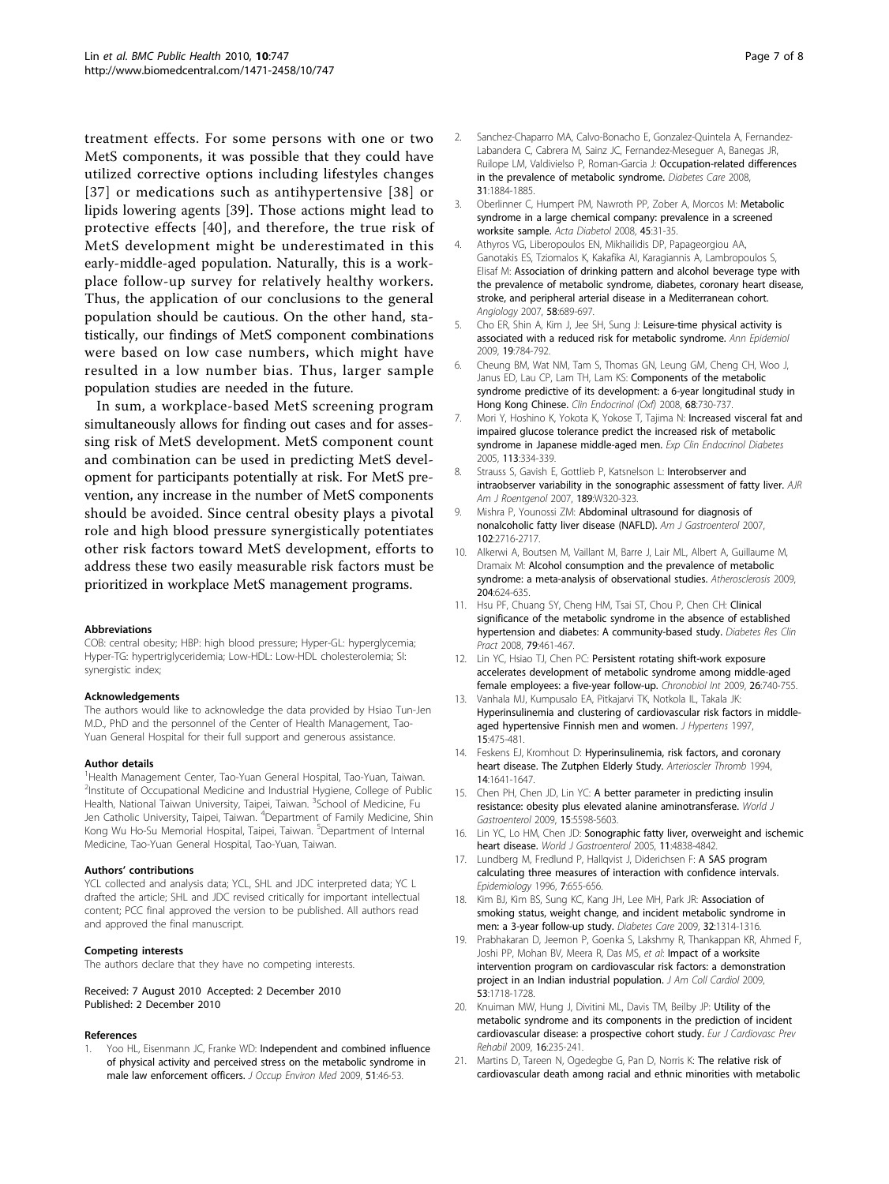treatment effects. For some persons with one or two MetS components, it was possible that they could have utilized corrective options including lifestyles changes [37] or medications such as antihypertensive [38] or lipids lowering agents [39]. Those actions might lead to protective effects [40], and therefore, the true risk of MetS development might be underestimated in this early-middle-aged population. Naturally, this is a workplace follow-up survey for relatively healthy workers. Thus, the application of our conclusions to the general population should be cautious. On the other hand, statistically, our findings of MetS component combinations were based on low case numbers, which might have resulted in a low number bias. Thus, larger sample population studies are needed in the future.

In sum, a workplace-based MetS screening program simultaneously allows for finding out cases and for assessing risk of MetS development. MetS component count and combination can be used in predicting MetS development for participants potentially at risk. For MetS prevention, any increase in the number of MetS components should be avoided. Since central obesity plays a pivotal role and high blood pressure synergistically potentiates other risk factors toward MetS development, efforts to address these two easily measurable risk factors must be prioritized in workplace MetS management programs.

#### Abbreviations

COB: central obesity; HBP: high blood pressure; Hyper-GL: hyperglycemia; Hyper-TG: hypertriglyceridemia; Low-HDL: Low-HDL cholesterolemia; SI: synergistic index;

#### Acknowledgements

The authors would like to acknowledge the data provided by Hsiao Tun-Jen M.D., PhD and the personnel of the Center of Health Management, Tao-Yuan General Hospital for their full support and generous assistance.

#### Author details

[1]Health Management Center, Tao-Yuan General Hospital, Tao-Yuan, Taiwan. [2]Institute of Occupational Medicine and Industrial Hygiene, College of Public Health, National Taiwan University, Taipei, Taiwan. [3]School of Medicine, Fu Jen Catholic University, Taipei, Taiwan. [4]Department of Family Medicine, Shin Kong Wu Ho-Su Memorial Hospital, Taipei, Taiwan. [5]Department of Internal Medicine, Tao-Yuan General Hospital, Tao-Yuan, Taiwan.

#### Authors' contributions

YCL collected and analysis data; YCL, SHL and JDC interpreted data; YC L drafted the article; SHL and JDC revised critically for important intellectual content; PCC final approved the version to be published. All authors read and approved the final manuscript.

#### Competing interests

The authors declare that they have no competing interests.

Received: 7 August 2010 Accepted: 2 December 2010
Published: 2 December 2010

#### References

1. Yoo HL, Eisenmann JC, Franke WD: **Independent and combined influence of physical activity and perceived stress on the metabolic syndrome in male law enforcement officers.** *J Occup Environ Med* 2009, **51**:46-53.
2. Sanchez-Chaparro MA, Calvo-Bonacho E, Gonzalez-Quintela A, Fernandez-Labandera C, Cabrera M, Sainz JC, Fernandez-Meseguer A, Banegas JR, Ruilope LM, Valdivielso P, Roman-Garcia J: **Occupation-related differences in the prevalence of metabolic syndrome.** *Diabetes Care* 2008, **31**:1884-1885.
3. Oberlinner C, Humpert PM, Nawroth PP, Zober A, Morcos M: **Metabolic syndrome in a large chemical company: prevalence in a screened worksite sample.** *Acta Diabetol* 2008, **45**:31-35.
4. Athyros VG, Liberopoulos EN, Mikhailidis DP, Papageorgiou AA, Ganotakis ES, Tziomalos K, Kakafika AI, Karagiannis A, Lambropoulos S, Elisaf M: **Association of drinking pattern and alcohol beverage type with the prevalence of metabolic syndrome, diabetes, coronary heart disease, stroke, and peripheral arterial disease in a Mediterranean cohort.** *Angiology* 2007, **58**:689-697.
5. Cho ER, Shin A, Kim J, Jee SH, Sung J: **Leisure-time physical activity is associated with a reduced risk for metabolic syndrome.** *Ann Epidemiol* 2009, **19**:784-792.
6. Cheung BM, Wat NM, Tam S, Thomas GN, Leung GM, Cheng CH, Woo J, Janus ED, Lau CP, Lam TH, Lam KS: **Components of the metabolic syndrome predictive of its development: a 6-year longitudinal study in Hong Kong Chinese.** *Clin Endocrinol (Oxf)* 2008, **68**:730-737.
7. Mori Y, Hoshino K, Yokota K, Yokose T, Tajima N: **Increased visceral fat and impaired glucose tolerance predict the increased risk of metabolic syndrome in Japanese middle-aged men.** *Exp Clin Endocrinol Diabetes* 2005, **113**:334-339.
8. Strauss S, Gavish E, Gottlieb P, Katsnelson L: **Interobserver and intraobserver variability in the sonographic assessment of fatty liver.** *AJR Am J Roentgenol* 2007, **189**:W320-323.
9. Mishra P, Younossi ZM: **Abdominal ultrasound for diagnosis of nonalcoholic fatty liver disease (NAFLD).** *Am J Gastroenterol* 2007, **102**:2716-2717.
10. Alkerwi A, Boutsen M, Vaillant M, Barre J, Lair ML, Albert A, Guillaume M, Dramaix M: **Alcohol consumption and the prevalence of metabolic syndrome: a meta-analysis of observational studies.** *Atherosclerosis* 2009, **204**:624-635.
11. Hsu PF, Chuang SY, Cheng HM, Tsai ST, Chou P, Chen CH: **Clinical significance of the metabolic syndrome in the absence of established hypertension and diabetes: A community-based study.** *Diabetes Res Clin Pract* 2008, **79**:461-467.
12. Lin YC, Hsiao TJ, Chen PC: **Persistent rotating shift-work exposure accelerates development of metabolic syndrome among middle-aged female employees: a five-year follow-up.** *Chronobiol Int* 2009, **26**:740-755.
13. Vanhala MJ, Kumpusalo EA, Pitkajarvi TK, Notkola IL, Takala JK: **Hyperinsulinemia and clustering of cardiovascular risk factors in middle-aged hypertensive Finnish men and women.** *J Hypertens* 1997, **15**:475-481.
14. Feskens EJ, Kromhout D: **Hyperinsulinemia, risk factors, and coronary heart disease. The Zutphen Elderly Study.** *Arterioscler Thromb* 1994, **14**:1641-1647.
15. Chen PH, Chen JD, Lin YC: **A better parameter in predicting insulin resistance: obesity plus elevated alanine aminotransferase.** *World J Gastroenterol* 2009, **15**:5598-5603.
16. Lin YC, Lo HM, Chen JD: **Sonographic fatty liver, overweight and ischemic heart disease.** *World J Gastroenterol* 2005, **11**:4838-4842.
17. Lundberg M, Fredlund P, Hallqvist J, Diderichsen F: **A SAS program calculating three measures of interaction with confidence intervals.** *Epidemiology* 1996, **7**:655-656.
18. Kim BJ, Kim BS, Sung KC, Kang JH, Lee MH, Park JR: **Association of smoking status, weight change, and incident metabolic syndrome in men: a 3-year follow-up study.** *Diabetes Care* 2009, **32**:1314-1316.
19. Prabhakaran D, Jeemon P, Goenka S, Lakshmy R, Thankappan KR, Ahmed F, Joshi PP, Mohan BV, Meera R, Das MS, *et al*: **Impact of a worksite intervention program on cardiovascular risk factors: a demonstration project in an Indian industrial population.** *J Am Coll Cardiol* 2009, **53**:1718-1728.
20. Knuiman MW, Hung J, Divitini ML, Davis TM, Beilby JP: **Utility of the metabolic syndrome and its components in the prediction of incident cardiovascular disease: a prospective cohort study.** *Eur J Cardiovasc Prev Rehabil* 2009, **16**:235-241.
21. Martins D, Tareen N, Ogedegbe G, Pan D, Norris K: **The relative risk of cardiovascular death among racial and ethnic minorities with metabolic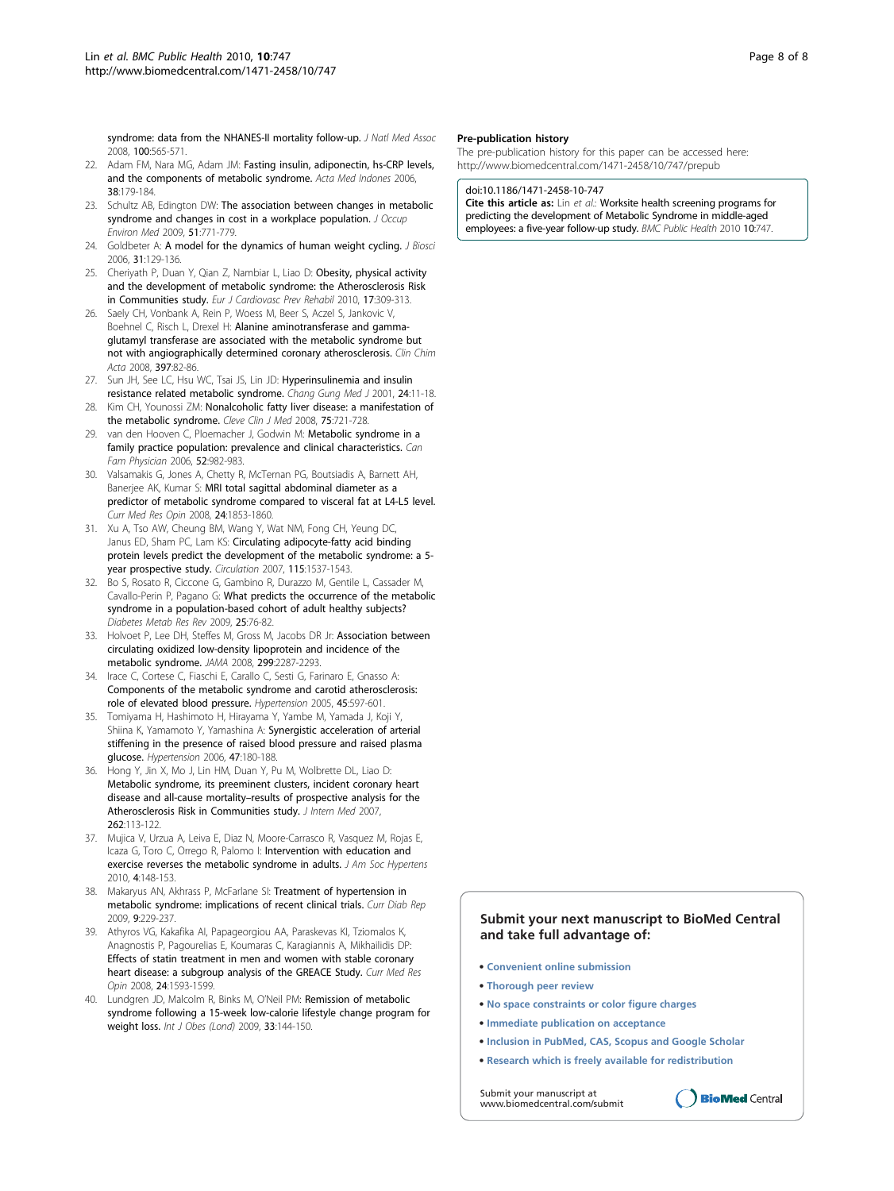syndrome: data from the NHANES-II mortality follow-up. *J Natl Med Assoc* 2008, **100**:565-571.

22. Adam FM, Nara MG, Adam JM: **Fasting insulin, adiponectin, hs-CRP levels, and the components of metabolic syndrome.** *Acta Med Indones* 2006, **38**:179-184.
23. Schultz AB, Edington DW: **The association between changes in metabolic syndrome and changes in cost in a workplace population.** *J Occup Environ Med* 2009, **51**:771-779.
24. Goldbeter A: **A model for the dynamics of human weight cycling.** *J Biosci* 2006, **31**:129-136.
25. Cheriyath P, Duan Y, Qian Z, Nambiar L, Liao D: **Obesity, physical activity and the development of metabolic syndrome: the Atherosclerosis Risk in Communities study.** *Eur J Cardiovasc Prev Rehabil* 2010, **17**:309-313.
26. Saely CH, Vonbank A, Rein P, Woess M, Beer S, Aczel S, Jankovic V, Boehnel C, Risch L, Drexel H: **Alanine aminotransferase and gamma-glutamyl transferase are associated with the metabolic syndrome but not with angiographically determined coronary atherosclerosis.** *Clin Chim Acta* 2008, **397**:82-86.
27. Sun JH, See LC, Hsu WC, Tsai JS, Lin JD: **Hyperinsulinemia and insulin resistance related metabolic syndrome.** *Chang Gung Med J* 2001, **24**:11-18.
28. Kim CH, Younossi ZM: **Nonalcoholic fatty liver disease: a manifestation of the metabolic syndrome.** *Cleve Clin J Med* 2008, **75**:721-728.
29. van den Hooven C, Ploemacher J, Godwin M: **Metabolic syndrome in a family practice population: prevalence and clinical characteristics.** *Can Fam Physician* 2006, **52**:982-983.
30. Valsamakis G, Jones A, Chetty R, McTernan PG, Boutsiadis A, Barnett AH, Banerjee AK, Kumar S: **MRI total sagittal abdominal diameter as a predictor of metabolic syndrome compared to visceral fat at L4-L5 level.** *Curr Med Res Opin* 2008, **24**:1853-1860.
31. Xu A, Tso AW, Cheung BM, Wang Y, Wat NM, Fong CH, Yeung DC, Janus ED, Sham PC, Lam KS: **Circulating adipocyte-fatty acid binding protein levels predict the development of the metabolic syndrome: a 5-year prospective study.** *Circulation* 2007, **115**:1537-1543.
32. Bo S, Rosato R, Ciccone G, Gambino R, Durazzo M, Gentile L, Cassader M, Cavallo-Perin P, Pagano G: **What predicts the occurrence of the metabolic syndrome in a population-based cohort of adult healthy subjects?** *Diabetes Metab Res Rev* 2009, **25**:76-82.
33. Holvoet P, Lee DH, Steffes M, Gross M, Jacobs DR Jr: **Association between circulating oxidized low-density lipoprotein and incidence of the metabolic syndrome.** *JAMA* 2008, **299**:2287-2293.
34. Irace C, Cortese C, Fiaschi E, Carallo C, Sesti G, Farinaro E, Gnasso A: **Components of the metabolic syndrome and carotid atherosclerosis: role of elevated blood pressure.** *Hypertension* 2005, **45**:597-601.
35. Tomiyama H, Hashimoto H, Hirayama Y, Yambe M, Yamada J, Koji Y, Shiina K, Yamamoto Y, Yamashina A: **Synergistic acceleration of arterial stiffening in the presence of raised blood pressure and raised plasma glucose.** *Hypertension* 2006, **47**:180-188.
36. Hong Y, Jin X, Mo J, Lin HM, Duan Y, Pu M, Wolbrette DL, Liao D: **Metabolic syndrome, its preeminent clusters, incident coronary heart disease and all-cause mortality–results of prospective analysis for the Atherosclerosis Risk in Communities study.** *J Intern Med* 2007, **262**:113-122.
37. Mujica V, Urzua A, Leiva E, Diaz N, Moore-Carrasco R, Vasquez M, Rojas E, Icaza G, Toro C, Orrego R, Palomo I: **Intervention with education and exercise reverses the metabolic syndrome in adults.** *J Am Soc Hypertens* 2010, **4**:148-153.
38. Makaryus AN, Akhrass P, McFarlane SI: **Treatment of hypertension in metabolic syndrome: implications of recent clinical trials.** *Curr Diab Rep* 2009, **9**:229-237.
39. Athyros VG, Kakafika AI, Papageorgiou AA, Paraskevas KI, Tziomalos K, Anagnostis P, Pagourelias E, Koumaras C, Karagiannis A, Mikhailidis DP: **Effects of statin treatment in men and women with stable coronary heart disease: a subgroup analysis of the GREACE Study.** *Curr Med Res Opin* 2008, **24**:1593-1599.
40. Lundgren JD, Malcolm R, Binks M, O'Neil PM: **Remission of metabolic syndrome following a 15-week low-calorie lifestyle change program for weight loss.** *Int J Obes (Lond)* 2009, **33**:144-150.

### Pre-publication history

The pre-publication history for this paper can be accessed here:
http://www.biomedcentral.com/1471-2458/10/747/prepub

doi:10.1186/1471-2458-10-747

**Cite this article as:** Lin *et al.*: Worksite health screening programs for predicting the development of Metabolic Syndrome in middle-aged employees: a five-year follow-up study. *BMC Public Health* 2010 **10**:747.

**Submit your next manuscript to BioMed Central and take full advantage of:**

- Convenient online submission
- Thorough peer review
- No space constraints or color figure charges
- Immediate publication on acceptance
- Inclusion in PubMed, CAS, Scopus and Google Scholar
- Research which is freely available for redistribution

Submit your manuscript at
www.biomedcentral.com/submit

BioMed Central